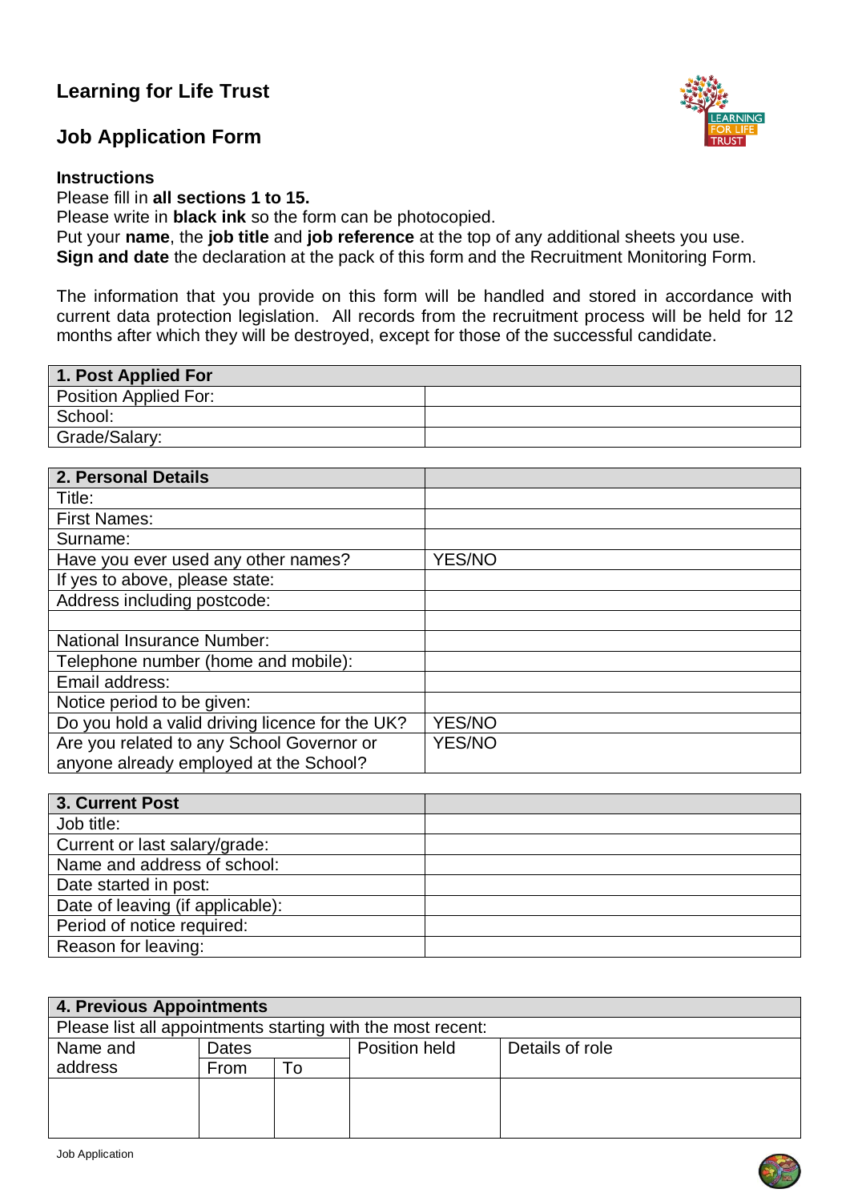# Learning for Life Trust

## Job Application Form

**Instructions**
Please fill in **all sections 1 to 15.**
Please write in **black ink** so the form can be photocopied.
Put your **name**, the **job title** and **job reference** at the top of any additional sheets you use.
**Sign and date** the declaration at the pack of this form and the Recruitment Monitoring Form.

The information that you provide on this form will be handled and stored in accordance with current data protection legislation. All records from the recruitment process will be held for 12 months after which they will be destroyed, except for those of the successful candidate.

| **1. Post Applied For** | |
|---|---|
| Position Applied For: | |
| School: | |
| Grade/Salary: | |

| **2. Personal Details** | |
|---|---|
| Title: | |
| First Names: | |
| Surname: | |
| Have you ever used any other names? | YES/NO |
| If yes to above, please state: | |
| Address including postcode: | |
| | |
| National Insurance Number: | |
| Telephone number (home and mobile): | |
| Email address: | |
| Notice period to be given: | |
| Do you hold a valid driving licence for the UK? | YES/NO |
| Are you related to any School Governor or anyone already employed at the School? | YES/NO |

| **3. Current Post** | |
|---|---|
| Job title: | |
| Current or last salary/grade: | |
| Name and address of school: | |
| Date started in post: | |
| Date of leaving (if applicable): | |
| Period of notice required: | |
| Reason for leaving: | |

| **4. Previous Appointments** | | | | |
|---|---|---|---|---|
| Please list all appointments starting with the most recent: | | | | |
| Name and address | Dates | | Position held | Details of role |
| | From | To | | |
| | | | | |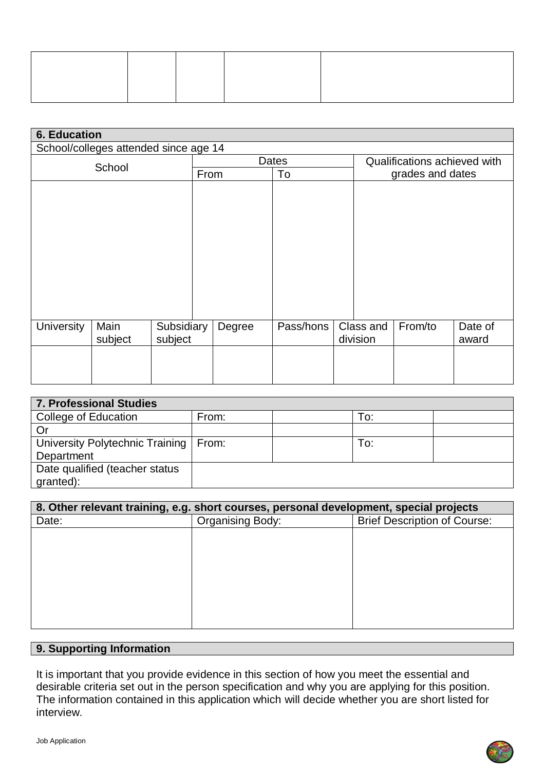| | | | | |
|---|---|---|---|---|
| | | | | |

| 6. Education | | | |
|---|---|---|---|
| School/colleges attended since age 14 | | | |
| School | Dates | | Qualifications achieved with grades and dates |
| | From | To | |
| | | | |

| University | Main subject | Subsidiary subject | Degree | Pass/hons | Class and division | From/to | Date of award |
|---|---|---|---|---|---|---|---|
| | | | | | | | |

| 7. Professional Studies | | | | |
|---|---|---|---|---|
| College of Education | From: | | To: | |
| Or | | | | |
| University Polytechnic Training Department | From: | | To: | |
| Date qualified (teacher status granted): | | | | |

| 8. Other relevant training, e.g. short courses, personal development, special projects | | |
|---|---|---|
| Date: | Organising Body: | Brief Description of Course: |
| | | |

**9. Supporting Information**

It is important that you provide evidence in this section of how you meet the essential and desirable criteria set out in the person specification and why you are applying for this position. The information contained in this application which will decide whether you are short listed for interview.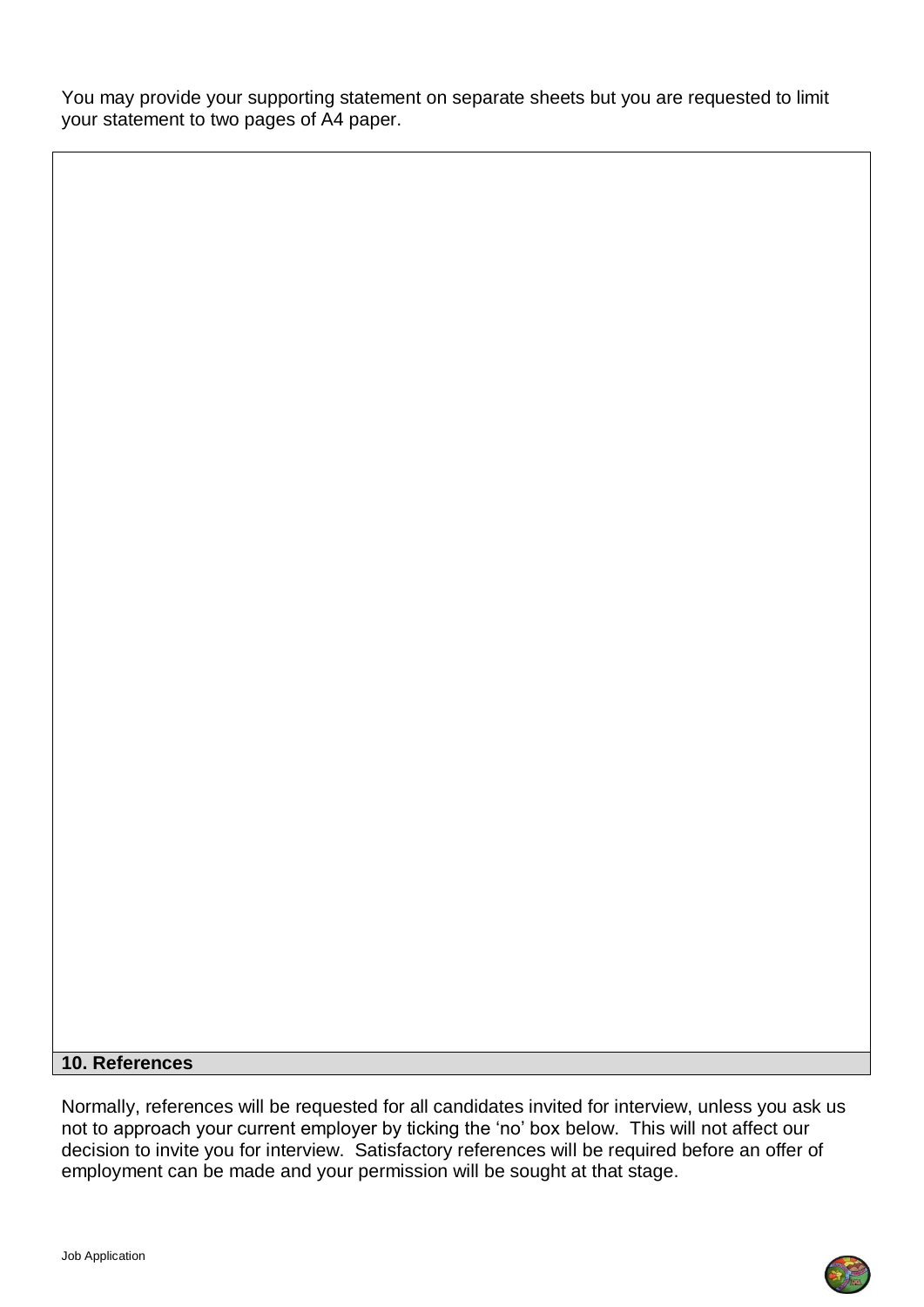You may provide your supporting statement on separate sheets but you are requested to limit your statement to two pages of A4 paper.

## 10. References

Normally, references will be requested for all candidates invited for interview, unless you ask us not to approach your current employer by ticking the 'no' box below. This will not affect our decision to invite you for interview. Satisfactory references will be required before an offer of employment can be made and your permission will be sought at that stage.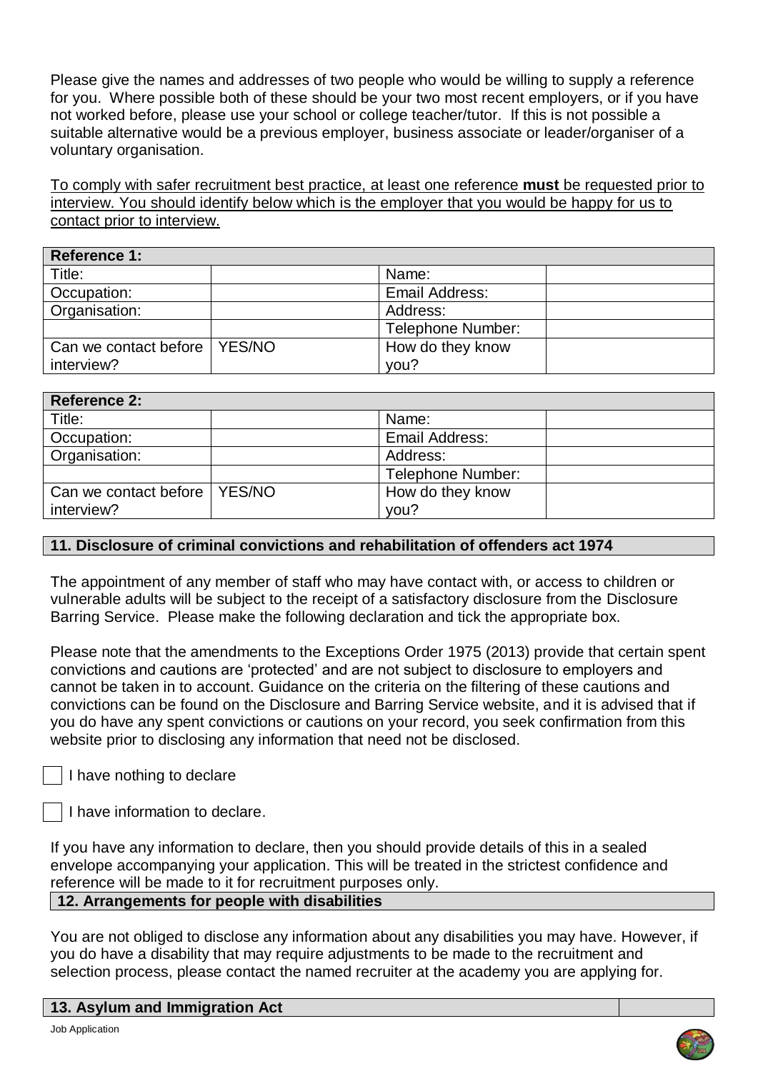Please give the names and addresses of two people who would be willing to supply a reference for you. Where possible both of these should be your two most recent employers, or if you have not worked before, please use your school or college teacher/tutor. If this is not possible a suitable alternative would be a previous employer, business associate or leader/organiser of a voluntary organisation.

<u>To comply with safer recruitment best practice, at least one reference **must** be requested prior to interview. You should identify below which is the employer that you would be happy for us to contact prior to interview.</u>

| **Reference 1:** | | | |
|---|---|---|---|
| Title: | | Name: | |
| Occupation: | | Email Address: | |
| Organisation: | | Address: | |
| | | Telephone Number: | |
| Can we contact before interview? | YES/NO | How do they know you? | |

| **Reference 2:** | | | |
|---|---|---|---|
| Title: | | Name: | |
| Occupation: | | Email Address: | |
| Organisation: | | Address: | |
| | | Telephone Number: | |
| Can we contact before interview? | YES/NO | How do they know you? | |

## 11. Disclosure of criminal convictions and rehabilitation of offenders act 1974

The appointment of any member of staff who may have contact with, or access to children or vulnerable adults will be subject to the receipt of a satisfactory disclosure from the Disclosure Barring Service. Please make the following declaration and tick the appropriate box.

Please note that the amendments to the Exceptions Order 1975 (2013) provide that certain spent convictions and cautions are 'protected' and are not subject to disclosure to employers and cannot be taken in to account. Guidance on the criteria on the filtering of these cautions and convictions can be found on the Disclosure and Barring Service website, and it is advised that if you do have any spent convictions or cautions on your record, you seek confirmation from this website prior to disclosing any information that need not be disclosed.

☐ I have nothing to declare

☐ I have information to declare.

If you have any information to declare, then you should provide details of this in a sealed envelope accompanying your application. This will be treated in the strictest confidence and reference will be made to it for recruitment purposes only.

## 12. Arrangements for people with disabilities

You are not obliged to disclose any information about any disabilities you may have. However, if you do have a disability that may require adjustments to be made to the recruitment and selection process, please contact the named recruiter at the academy you are applying for.

## 13. Asylum and Immigration Act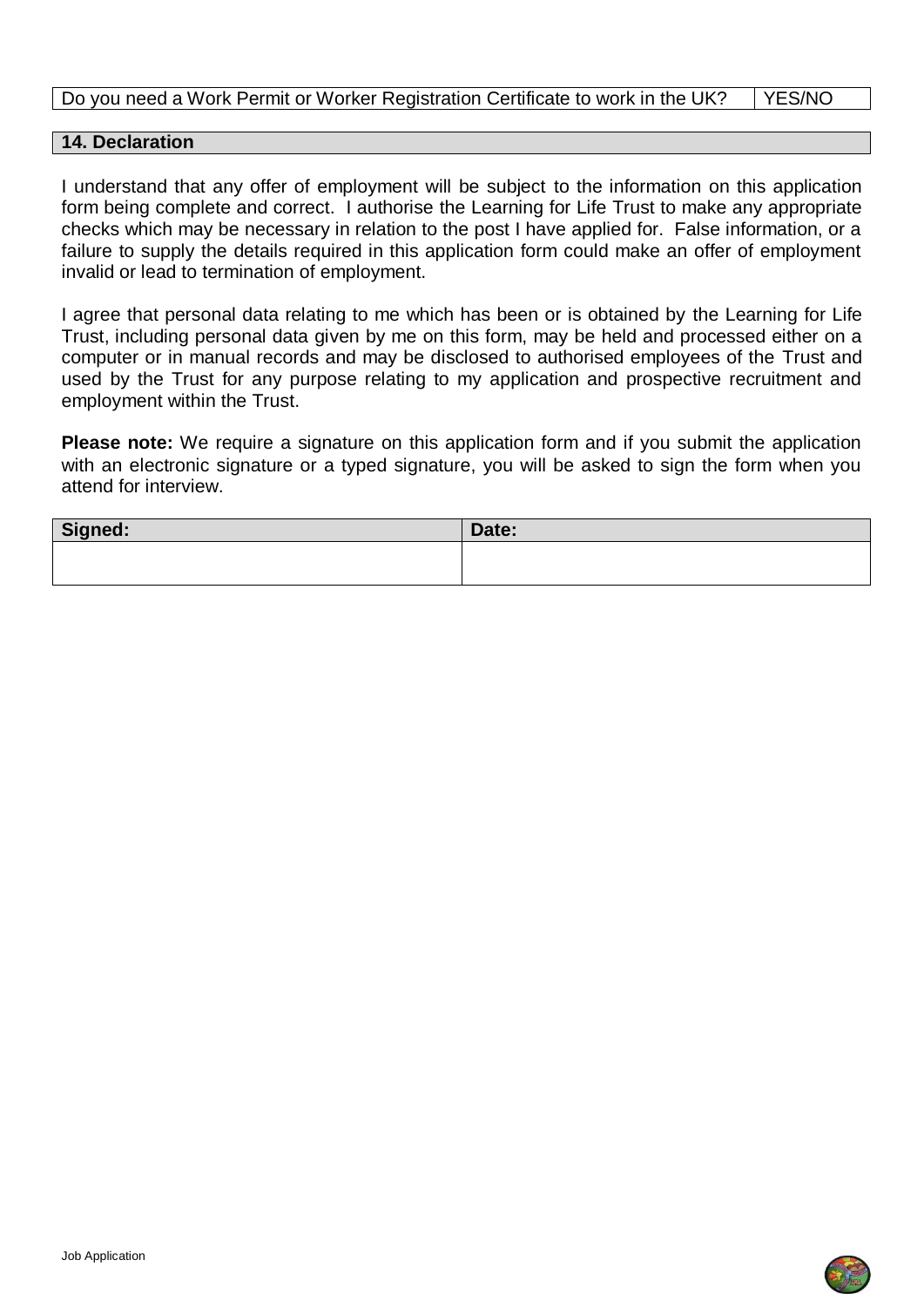| Do you need a Work Permit or Worker Registration Certificate to work in the UK? | YES/NO |
| --- | --- |

## 14. Declaration

I understand that any offer of employment will be subject to the information on this application form being complete and correct. I authorise the Learning for Life Trust to make any appropriate checks which may be necessary in relation to the post I have applied for. False information, or a failure to supply the details required in this application form could make an offer of employment invalid or lead to termination of employment.

I agree that personal data relating to me which has been or is obtained by the Learning for Life Trust, including personal data given by me on this form, may be held and processed either on a computer or in manual records and may be disclosed to authorised employees of the Trust and used by the Trust for any purpose relating to my application and prospective recruitment and employment within the Trust.

**Please note:** We require a signature on this application form and if you submit the application with an electronic signature or a typed signature, you will be asked to sign the form when you attend for interview.

| Signed: | Date: |
| --- | --- |
| | |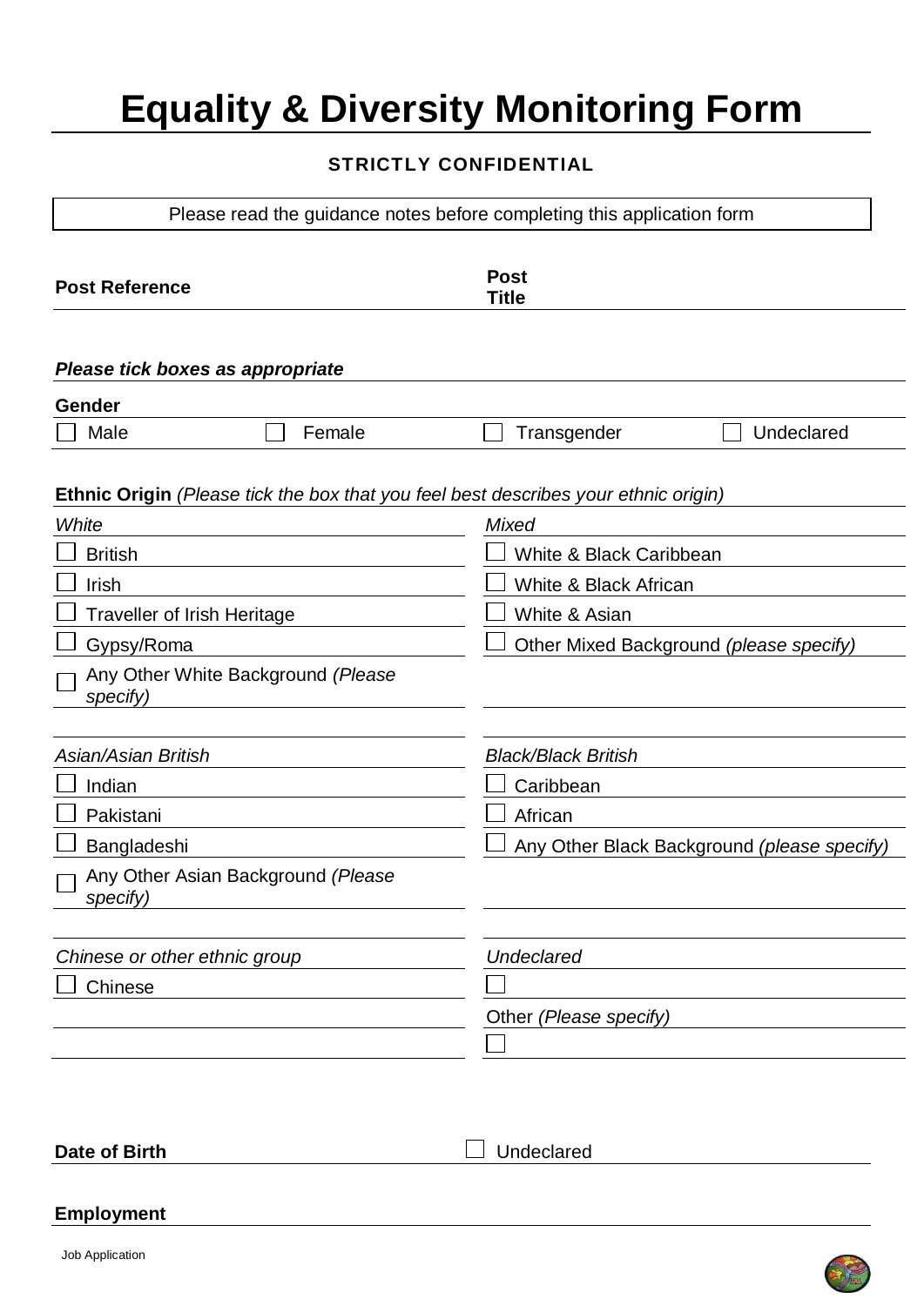# Equality & Diversity Monitoring Form

**STRICTLY CONFIDENTIAL**

Please read the guidance notes before completing this application form

| **Post Reference** | | **Post Title** | |
|---|---|---|---|

***Please tick boxes as appropriate***

**Gender**

| ☐ Male | ☐ Female | ☐ Transgender | ☐ Undeclared |
|---|---|---|---|

**Ethnic Origin** *(Please tick the box that you feel best describes your ethnic origin)*

| *White* | *Mixed* |
|---|---|
| ☐ British | ☐ White & Black Caribbean |
| ☐ Irish | ☐ White & Black African |
| ☐ Traveller of Irish Heritage | ☐ White & Asian |
| ☐ Gypsy/Roma | ☐ Other Mixed Background *(please specify)* |
| ☐ Any Other White Background *(Please specify)* | |
| | |
| *Asian/Asian British* | *Black/Black British* |
| ☐ Indian | ☐ Caribbean |
| ☐ Pakistani | ☐ African |
| ☐ Bangladeshi | ☐ Any Other Black Background *(please specify)* |
| ☐ Any Other Asian Background *(Please specify)* | |
| | |
| *Chinese or other ethnic group* | *Undeclared* |
| ☐ Chinese | ☐ |
| | Other *(Please specify)* |
| | ☐ |

| **Date of Birth** | ☐ Undeclared |
|---|---|

**Employment**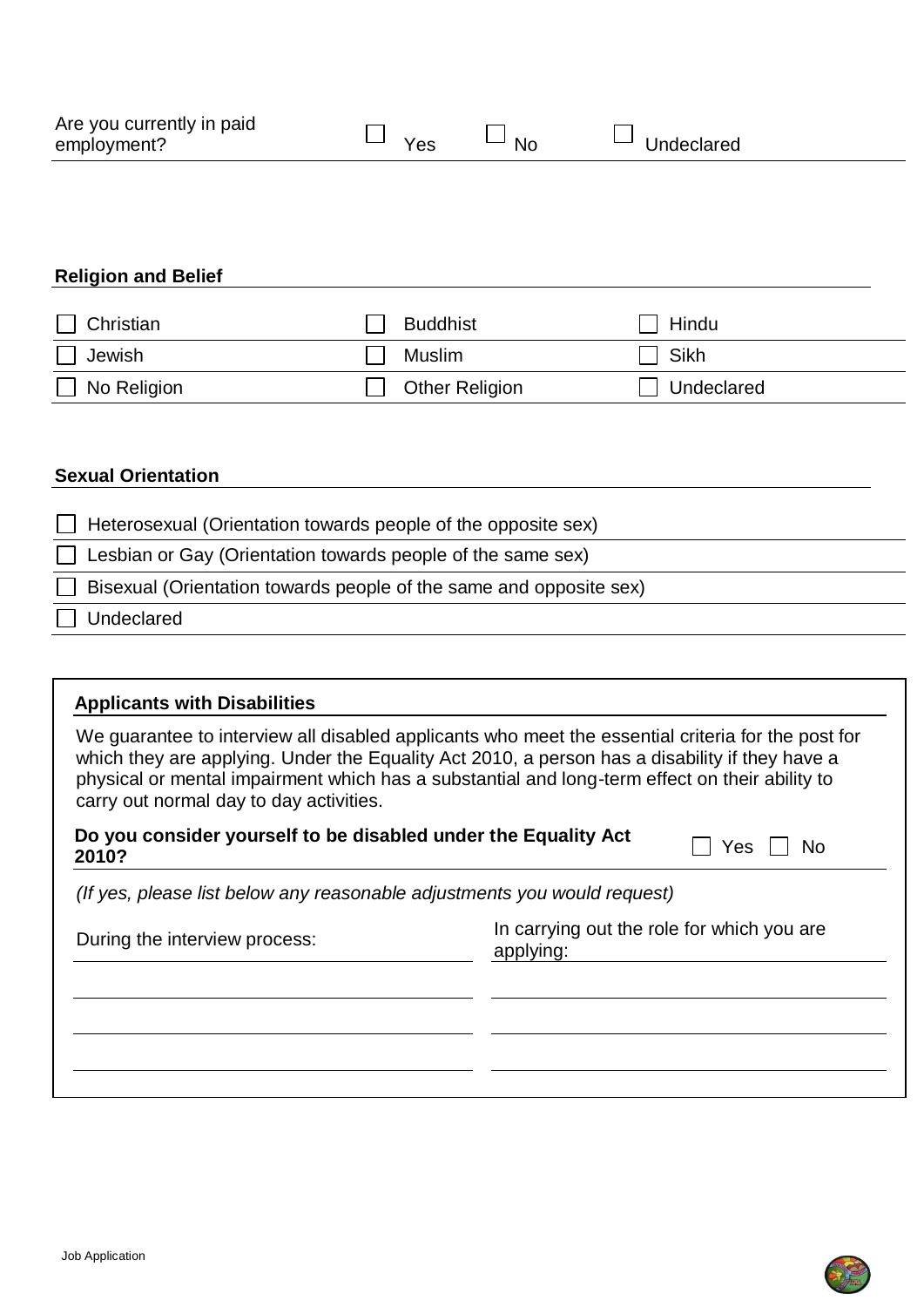Are you currently in paid employment? ☐ Yes ☐ No ☐ Undeclared

**Religion and Belief**

| | | |
|---|---|---|
| ☐ Christian | ☐ Buddhist | ☐ Hindu |
| ☐ Jewish | ☐ Muslim | ☐ Sikh |
| ☐ No Religion | ☐ Other Religion | ☐ Undeclared |

**Sexual Orientation**

- ☐ Heterosexual (Orientation towards people of the opposite sex)
- ☐ Lesbian or Gay (Orientation towards people of the same sex)
- ☐ Bisexual (Orientation towards people of the same and opposite sex)
- ☐ Undeclared

**Applicants with Disabilities**

We guarantee to interview all disabled applicants who meet the essential criteria for the post for which they are applying. Under the Equality Act 2010, a person has a disability if they have a physical or mental impairment which has a substantial and long-term effect on their ability to carry out normal day to day activities.

**Do you consider yourself to be disabled under the Equality Act 2010?** ☐ Yes ☐ No

*(If yes, please list below any reasonable adjustments you would request)*

| During the interview process: | In carrying out the role for which you are applying: |
|---|---|
| | |
| | |
| | |